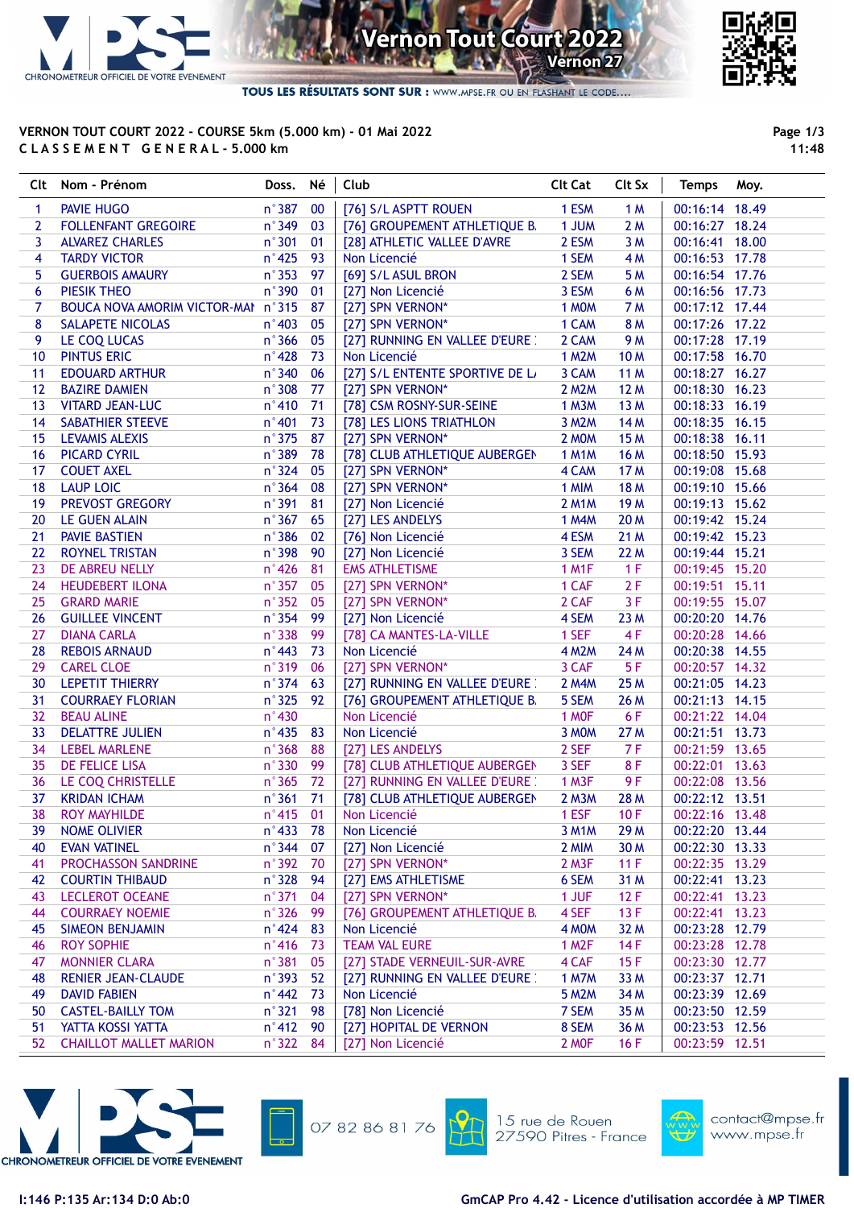# VERNON TOUT COURT 2022 - COURSE 5km (5.000 km) - 01 Mai 2022

## CLASSEMENT GENERAL - 5.000 km

| Clt | Nom - Prénom | Doss. | Né | Club | Clt Cat | Clt Sx | Temps | Moy. |
|---|---|---|---|---|---|---|---|---|
| 1 | PAVIE HUGO | n°387 | 00 | [76] S/L ASPTT ROUEN | 1 ESM | 1 M | 00:16:14 | 18.49 |
| 2 | FOLLENFANT GREGOIRE | n°349 | 03 | [76] GROUPEMENT ATHLETIQUE B. | 1 JUM | 2 M | 00:16:27 | 18.24 |
| 3 | ALVAREZ CHARLES | n°301 | 01 | [28] ATHLETIC VALLEE D'AVRE | 2 ESM | 3 M | 00:16:41 | 18.00 |
| 4 | TARDY VICTOR | n°425 | 93 | Non Licencié | 1 SEM | 4 M | 00:16:53 | 17.78 |
| 5 | GUERBOIS AMAURY | n°353 | 97 | [69] S/L ASUL BRON | 2 SEM | 5 M | 00:16:54 | 17.76 |
| 6 | PIESIK THEO | n°390 | 01 | [27] Non Licencié | 3 ESM | 6 M | 00:16:56 | 17.73 |
| 7 | BOUCA NOVA AMORIM VICTOR-MAI | n°315 | 87 | [27] SPN VERNON* | 1 M0M | 7 M | 00:17:12 | 17.44 |
| 8 | SALAPETE NICOLAS | n°403 | 05 | [27] SPN VERNON* | 1 CAM | 8 M | 00:17:26 | 17.22 |
| 9 | LE COQ LUCAS | n°366 | 05 | [27] RUNNING EN VALLEE D'EURE | 2 CAM | 9 M | 00:17:28 | 17.19 |
| 10 | PINTUS ERIC | n°428 | 73 | Non Licencié | 1 M2M | 10 M | 00:17:58 | 16.70 |
| 11 | EDOUARD ARTHUR | n°340 | 06 | [27] S/L ENTENTE SPORTIVE DE L | 3 CAM | 11 M | 00:18:27 | 16.27 |
| 12 | BAZIRE DAMIEN | n°308 | 77 | [27] SPN VERNON* | 2 M2M | 12 M | 00:18:30 | 16.23 |
| 13 | VITARD JEAN-LUC | n°410 | 71 | [78] CSM ROSNY-SUR-SEINE | 1 M3M | 13 M | 00:18:33 | 16.19 |
| 14 | SABATHIER STEEVE | n°401 | 73 | [78] LES LIONS TRIATHLON | 3 M2M | 14 M | 00:18:35 | 16.15 |
| 15 | LEVAMIS ALEXIS | n°375 | 87 | [27] SPN VERNON* | 2 M0M | 15 M | 00:18:38 | 16.11 |
| 16 | PICARD CYRIL | n°389 | 78 | [78] CLUB ATHLETIQUE AUBERGEN | 1 M1M | 16 M | 00:18:50 | 15.93 |
| 17 | COUET AXEL | n°324 | 05 | [27] SPN VERNON* | 4 CAM | 17 M | 00:19:08 | 15.68 |
| 18 | LAUP LOIC | n°364 | 08 | [27] SPN VERNON* | 1 MIM | 18 M | 00:19:10 | 15.66 |
| 19 | PREVOST GREGORY | n°391 | 81 | [27] Non Licencié | 2 M1M | 19 M | 00:19:13 | 15.62 |
| 20 | LE GUEN ALAIN | n°367 | 65 | [27] LES ANDELYS | 1 M4M | 20 M | 00:19:42 | 15.24 |
| 21 | PAVIE BASTIEN | n°386 | 02 | [76] Non Licencié | 4 ESM | 21 M | 00:19:42 | 15.23 |
| 22 | ROYNEL TRISTAN | n°398 | 90 | [27] Non Licencié | 3 SEM | 22 M | 00:19:44 | 15.21 |
| 23 | DE ABREU NELLY | n°426 | 81 | EMS ATHLETISME | 1 M1F | 1 F | 00:19:45 | 15.20 |
| 24 | HEUDEBERT ILONA | n°357 | 05 | [27] SPN VERNON* | 1 CAF | 2 F | 00:19:51 | 15.11 |
| 25 | GRARD MARIE | n°352 | 05 | [27] SPN VERNON* | 2 CAF | 3 F | 00:19:55 | 15.07 |
| 26 | GUILLEE VINCENT | n°354 | 99 | [27] Non Licencié | 4 SEM | 23 M | 00:20:20 | 14.76 |
| 27 | DIANA CARLA | n°338 | 99 | [78] CA MANTES-LA-VILLE | 1 SEF | 4 F | 00:20:28 | 14.66 |
| 28 | REBOIS ARNAUD | n°443 | 73 | Non Licencié | 4 M2M | 24 M | 00:20:38 | 14.55 |
| 29 | CAREL CLOE | n°319 | 06 | [27] SPN VERNON* | 3 CAF | 5 F | 00:20:57 | 14.32 |
| 30 | LEPETIT THIERRY | n°374 | 63 | [27] RUNNING EN VALLEE D'EURE | 2 M4M | 25 M | 00:21:05 | 14.23 |
| 31 | COURRAEY FLORIAN | n°325 | 92 | [76] GROUPEMENT ATHLETIQUE B. | 5 SEM | 26 M | 00:21:13 | 14.15 |
| 32 | BEAU ALINE | n°430 | | Non Licencié | 1 M0F | 6 F | 00:21:22 | 14.04 |
| 33 | DELATTRE JULIEN | n°435 | 83 | Non Licencié | 3 M0M | 27 M | 00:21:51 | 13.73 |
| 34 | LEBEL MARLENE | n°368 | 88 | [27] LES ANDELYS | 2 SEF | 7 F | 00:21:59 | 13.65 |
| 35 | DE FELICE LISA | n°330 | 99 | [78] CLUB ATHLETIQUE AUBERGEN | 3 SEF | 8 F | 00:22:01 | 13.63 |
| 36 | LE COQ CHRISTELLE | n°365 | 72 | [27] RUNNING EN VALLEE D'EURE | 1 M3F | 9 F | 00:22:08 | 13.56 |
| 37 | KRIDAN ICHAM | n°361 | 71 | [78] CLUB ATHLETIQUE AUBERGEN | 2 M3M | 28 M | 00:22:12 | 13.51 |
| 38 | ROY MAYHILDE | n°415 | 01 | Non Licencié | 1 ESF | 10 F | 00:22:16 | 13.48 |
| 39 | NOME OLIVIER | n°433 | 78 | Non Licencié | 3 M1M | 29 M | 00:22:20 | 13.44 |
| 40 | EVAN VATINEL | n°344 | 07 | [27] Non Licencié | 2 MIM | 30 M | 00:22:30 | 13.33 |
| 41 | PROCHASSON SANDRINE | n°392 | 70 | [27] SPN VERNON* | 2 M3F | 11 F | 00:22:35 | 13.29 |
| 42 | COURTIN THIBAUD | n°328 | 94 | [27] EMS ATHLETISME | 6 SEM | 31 M | 00:22:41 | 13.23 |
| 43 | LECLEROT OCEANE | n°371 | 04 | [27] SPN VERNON* | 1 JUF | 12 F | 00:22:41 | 13.23 |
| 44 | COURRAEY NOEMIE | n°326 | 99 | [76] GROUPEMENT ATHLETIQUE B. | 4 SEF | 13 F | 00:22:41 | 13.23 |
| 45 | SIMEON BENJAMIN | n°424 | 83 | Non Licencié | 4 M0M | 32 M | 00:23:28 | 12.79 |
| 46 | ROY SOPHIE | n°416 | 73 | TEAM VAL EURE | 1 M2F | 14 F | 00:23:28 | 12.78 |
| 47 | MONNIER CLARA | n°381 | 05 | [27] STADE VERNEUIL-SUR-AVRE | 4 CAF | 15 F | 00:23:30 | 12.77 |
| 48 | RENIER JEAN-CLAUDE | n°393 | 52 | [27] RUNNING EN VALLEE D'EURE | 1 M7M | 33 M | 00:23:37 | 12.71 |
| 49 | DAVID FABIEN | n°442 | 73 | Non Licencié | 5 M2M | 34 M | 00:23:39 | 12.69 |
| 50 | CASTEL-BAILLY TOM | n°321 | 98 | [78] Non Licencié | 7 SEM | 35 M | 00:23:50 | 12.59 |
| 51 | YATTA KOSSI YATTA | n°412 | 90 | [27] HOPITAL DE VERNON | 8 SEM | 36 M | 00:23:53 | 12.56 |
| 52 | CHAILLOT MALLET MARION | n°322 | 84 | [27] Non Licencié | 2 M0F | 16 F | 00:23:59 | 12.51 |

I:146 P:135 Ar:134 D:0 Ab:0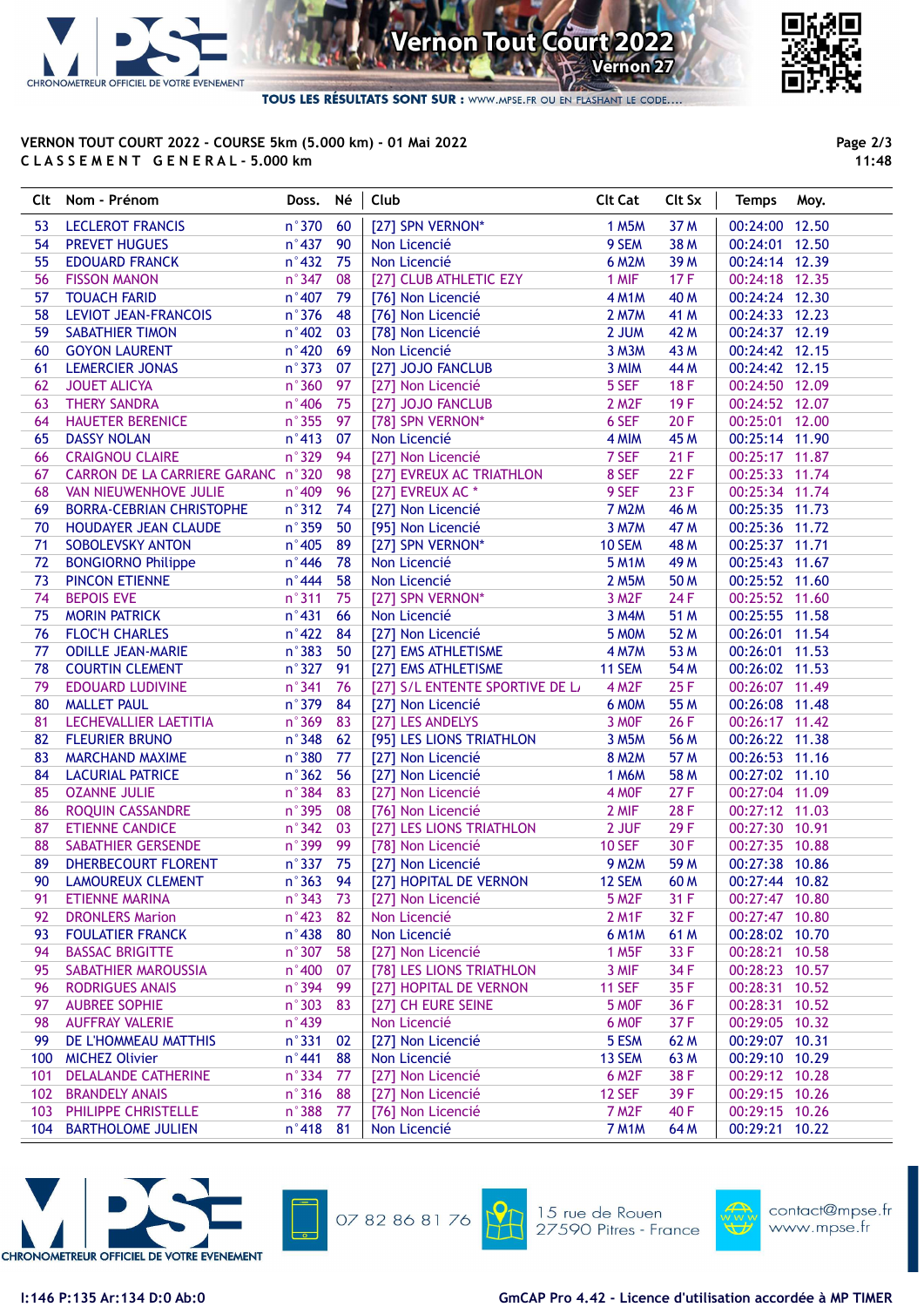VERNON TOUT COURT 2022 - COURSE 5km (5.000 km) - 01 Mai 2022

CLASSEMENT GENERAL - 5.000 km

| Clt | Nom - Prénom | Doss. | Né | Club | Clt Cat | Clt Sx | Temps | Moy. |
|---|---|---|---|---|---|---|---|---|
| 53 | LECLEROT FRANCIS | n°370 | 60 | [27] SPN VERNON* | 1 M5M | 37 M | 00:24:00 | 12.50 |
| 54 | PREVET HUGUES | n°437 | 90 | Non Licencié | 9 SEM | 38 M | 00:24:01 | 12.50 |
| 55 | EDOUARD FRANCK | n°432 | 75 | Non Licencié | 6 M2M | 39 M | 00:24:14 | 12.39 |
| 56 | FISSON MANON | n°347 | 08 | [27] CLUB ATHLETIC EZY | 1 MIF | 17 F | 00:24:18 | 12.35 |
| 57 | TOUACH FARID | n°407 | 79 | [76] Non Licencié | 4 M1M | 40 M | 00:24:24 | 12.30 |
| 58 | LEVIOT JEAN-FRANCOIS | n°376 | 48 | [76] Non Licencié | 2 M7M | 41 M | 00:24:33 | 12.23 |
| 59 | SABATHIER TIMON | n°402 | 03 | [78] Non Licencié | 2 JUM | 42 M | 00:24:37 | 12.19 |
| 60 | GOYON LAURENT | n°420 | 69 | Non Licencié | 3 M3M | 43 M | 00:24:42 | 12.15 |
| 61 | LEMERCIER JONAS | n°373 | 07 | [27] JOJO FANCLUB | 3 MIM | 44 M | 00:24:42 | 12.15 |
| 62 | JOUET ALICYA | n°360 | 97 | [27] Non Licencié | 5 SEF | 18 F | 00:24:50 | 12.09 |
| 63 | THERY SANDRA | n°406 | 75 | [27] JOJO FANCLUB | 2 M2F | 19 F | 00:24:52 | 12.07 |
| 64 | HAUETER BERENICE | n°355 | 97 | [78] SPN VERNON* | 6 SEF | 20 F | 00:25:01 | 12.00 |
| 65 | DASSY NOLAN | n°413 | 07 | Non Licencié | 4 MIM | 45 M | 00:25:14 | 11.90 |
| 66 | CRAIGNOU CLAIRE | n°329 | 94 | [27] Non Licencié | 7 SEF | 21 F | 00:25:17 | 11.87 |
| 67 | CARRON DE LA CARRIERE GARANC | n°320 | 98 | [27] EVREUX AC TRIATHLON | 8 SEF | 22 F | 00:25:33 | 11.74 |
| 68 | VAN NIEUWENHOVE JULIE | n°409 | 96 | [27] EVREUX AC * | 9 SEF | 23 F | 00:25:34 | 11.74 |
| 69 | BORRA-CEBRIAN CHRISTOPHE | n°312 | 74 | [27] Non Licencié | 7 M2M | 46 M | 00:25:35 | 11.73 |
| 70 | HOUDAYER JEAN CLAUDE | n°359 | 50 | [95] Non Licencié | 3 M7M | 47 M | 00:25:36 | 11.72 |
| 71 | SOBOLEVSKY ANTON | n°405 | 89 | [27] SPN VERNON* | 10 SEM | 48 M | 00:25:37 | 11.71 |
| 72 | BONGIORNO Philippe | n°446 | 78 | Non Licencié | 5 M1M | 49 M | 00:25:43 | 11.67 |
| 73 | PINCON ETIENNE | n°444 | 58 | Non Licencié | 2 M5M | 50 M | 00:25:52 | 11.60 |
| 74 | BEPOIS EVE | n°311 | 75 | [27] SPN VERNON* | 3 M2F | 24 F | 00:25:52 | 11.60 |
| 75 | MORIN PATRICK | n°431 | 66 | Non Licencié | 3 M4M | 51 M | 00:25:55 | 11.58 |
| 76 | FLOC'H CHARLES | n°422 | 84 | [27] Non Licencié | 5 M0M | 52 M | 00:26:01 | 11.54 |
| 77 | ODILLE JEAN-MARIE | n°383 | 50 | [27] EMS ATHLETISME | 4 M7M | 53 M | 00:26:01 | 11.53 |
| 78 | COURTIN CLEMENT | n°327 | 91 | [27] EMS ATHLETISME | 11 SEM | 54 M | 00:26:02 | 11.53 |
| 79 | EDOUARD LUDIVINE | n°341 | 76 | [27] S/L ENTENTE SPORTIVE DE L/ | 4 M2F | 25 F | 00:26:07 | 11.49 |
| 80 | MALLET PAUL | n°379 | 84 | [27] Non Licencié | 6 M0M | 55 M | 00:26:08 | 11.48 |
| 81 | LECHEVALLIER LAETITIA | n°369 | 83 | [27] LES ANDELYS | 3 M0F | 26 F | 00:26:17 | 11.42 |
| 82 | FLEURIER BRUNO | n°348 | 62 | [95] LES LIONS TRIATHLON | 3 M5M | 56 M | 00:26:22 | 11.38 |
| 83 | MARCHAND MAXIME | n°380 | 77 | [27] Non Licencié | 8 M2M | 57 M | 00:26:53 | 11.16 |
| 84 | LACURIAL PATRICE | n°362 | 56 | [27] Non Licencié | 1 M6M | 58 M | 00:27:02 | 11.10 |
| 85 | OZANNE JULIE | n°384 | 83 | [27] Non Licencié | 4 M0F | 27 F | 00:27:04 | 11.09 |
| 86 | ROQUIN CASSANDRE | n°395 | 08 | [76] Non Licencié | 2 MIF | 28 F | 00:27:12 | 11.03 |
| 87 | ETIENNE CANDICE | n°342 | 03 | [27] LES LIONS TRIATHLON | 2 JUF | 29 F | 00:27:30 | 10.91 |
| 88 | SABATHIER GERSENDE | n°399 | 99 | [78] Non Licencié | 10 SEF | 30 F | 00:27:35 | 10.88 |
| 89 | DHERBECOURT FLORENT | n°337 | 75 | [27] Non Licencié | 9 M2M | 59 M | 00:27:38 | 10.86 |
| 90 | LAMOUREUX CLEMENT | n°363 | 94 | [27] HOPITAL DE VERNON | 12 SEM | 60 M | 00:27:44 | 10.82 |
| 91 | ETIENNE MARINA | n°343 | 73 | [27] Non Licencié | 5 M2F | 31 F | 00:27:47 | 10.80 |
| 92 | DRONLERS Marion | n°423 | 82 | Non Licencié | 2 M1F | 32 F | 00:27:47 | 10.80 |
| 93 | FOULATIER FRANCK | n°438 | 80 | Non Licencié | 6 M1M | 61 M | 00:28:02 | 10.70 |
| 94 | BASSAC BRIGITTE | n°307 | 58 | [27] Non Licencié | 1 M5F | 33 F | 00:28:21 | 10.58 |
| 95 | SABATHIER MAROUSSIA | n°400 | 07 | [78] LES LIONS TRIATHLON | 3 MIF | 34 F | 00:28:23 | 10.57 |
| 96 | RODRIGUES ANAIS | n°394 | 99 | [27] HOPITAL DE VERNON | 11 SEF | 35 F | 00:28:31 | 10.52 |
| 97 | AUBREE SOPHIE | n°303 | 83 | [27] CH EURE SEINE | 5 M0F | 36 F | 00:28:31 | 10.52 |
| 98 | AUFFRAY VALERIE | n°439 | | Non Licencié | 6 M0F | 37 F | 00:29:05 | 10.32 |
| 99 | DE L'HOMMEAU MATTHIS | n°331 | 02 | [27] Non Licencié | 5 ESM | 62 M | 00:29:07 | 10.31 |
| 100 | MICHEZ Olivier | n°441 | 88 | Non Licencié | 13 SEM | 63 M | 00:29:10 | 10.29 |
| 101 | DELALANDE CATHERINE | n°334 | 77 | [27] Non Licencié | 6 M2F | 38 F | 00:29:12 | 10.28 |
| 102 | BRANDELY ANAIS | n°316 | 88 | [27] Non Licencié | 12 SEF | 39 F | 00:29:15 | 10.26 |
| 103 | PHILIPPE CHRISTELLE | n°388 | 77 | [76] Non Licencié | 7 M2F | 40 F | 00:29:15 | 10.26 |
| 104 | BARTHOLOME JULIEN | n°418 | 81 | Non Licencié | 7 M1M | 64 M | 00:29:21 | 10.22 |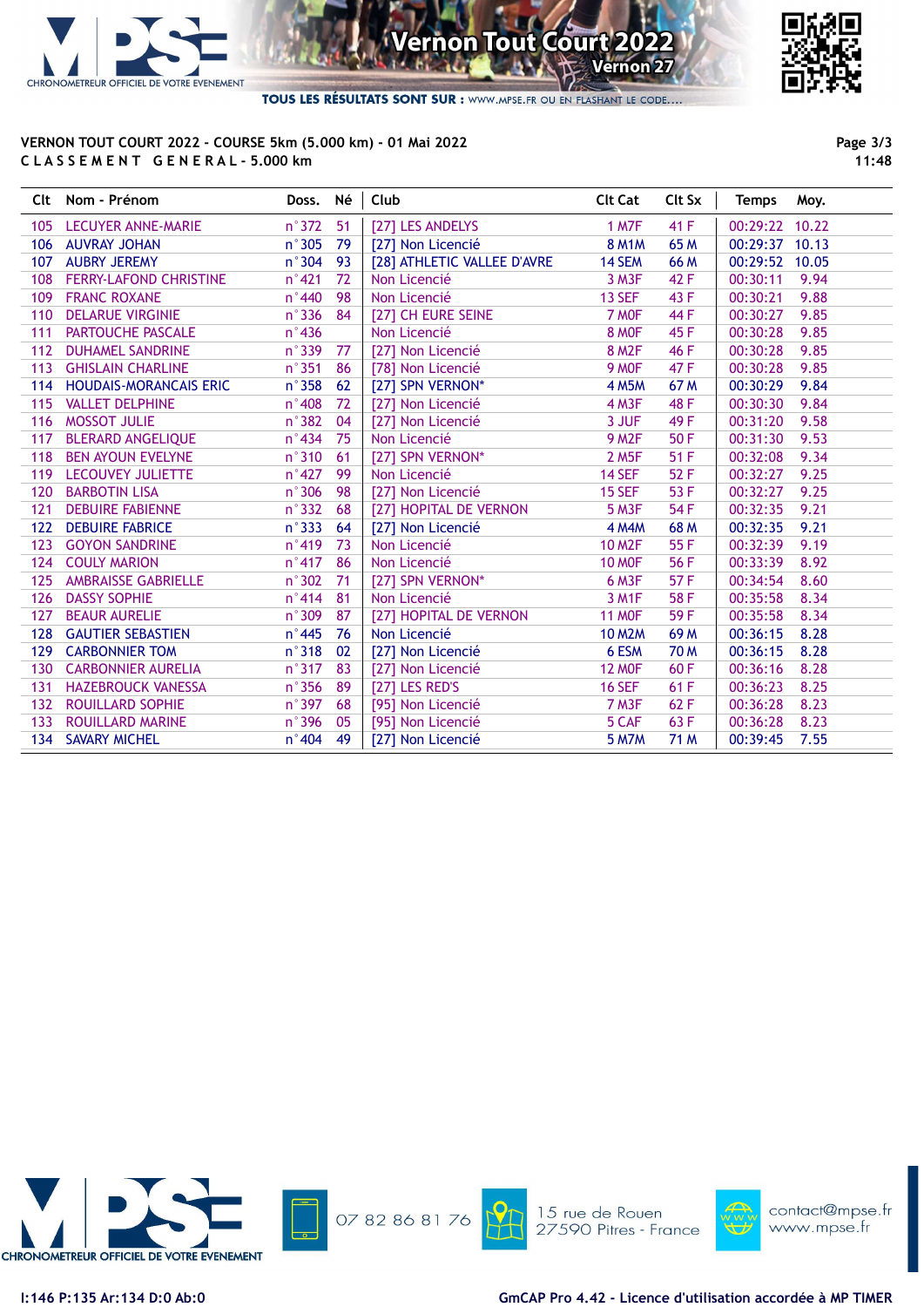VERNON TOUT COURT 2022 - COURSE 5km (5.000 km) - 01 Mai 2022

C L A S S E M E N T   G E N E R A L - 5.000 km

| Clt | Nom - Prénom | Doss. | Né | Club | Clt Cat | Clt Sx | Temps | Moy. |
|---|---|---|---|---|---|---|---|---|
| 105 | LECUYER ANNE-MARIE | n°372 | 51 | [27] LES ANDELYS | 1 M7F | 41 F | 00:29:22 | 10.22 |
| 106 | AUVRAY JOHAN | n°305 | 79 | [27] Non Licencié | 8 M1M | 65 M | 00:29:37 | 10.13 |
| 107 | AUBRY JEREMY | n°304 | 93 | [28] ATHLETIC VALLEE D'AVRE | 14 SEM | 66 M | 00:29:52 | 10.05 |
| 108 | FERRY-LAFOND CHRISTINE | n°421 | 72 | Non Licencié | 3 M3F | 42 F | 00:30:11 | 9.94 |
| 109 | FRANC ROXANE | n°440 | 98 | Non Licencié | 13 SEF | 43 F | 00:30:21 | 9.88 |
| 110 | DELARUE VIRGINIE | n°336 | 84 | [27] CH EURE SEINE | 7 M0F | 44 F | 00:30:27 | 9.85 |
| 111 | PARTOUCHE PASCALE | n°436 | | Non Licencié | 8 M0F | 45 F | 00:30:28 | 9.85 |
| 112 | DUHAMEL SANDRINE | n°339 | 77 | [27] Non Licencié | 8 M2F | 46 F | 00:30:28 | 9.85 |
| 113 | GHISLAIN CHARLINE | n°351 | 86 | [78] Non Licencié | 9 M0F | 47 F | 00:30:28 | 9.85 |
| 114 | HOUDAIS-MORANCAIS ERIC | n°358 | 62 | [27] SPN VERNON* | 4 M5M | 67 M | 00:30:29 | 9.84 |
| 115 | VALLET DELPHINE | n°408 | 72 | [27] Non Licencié | 4 M3F | 48 F | 00:30:30 | 9.84 |
| 116 | MOSSOT JULIE | n°382 | 04 | [27] Non Licencié | 3 JUF | 49 F | 00:31:20 | 9.58 |
| 117 | BLERARD ANGELIQUE | n°434 | 75 | Non Licencié | 9 M2F | 50 F | 00:31:30 | 9.53 |
| 118 | BEN AYOUN EVELYNE | n°310 | 61 | [27] SPN VERNON* | 2 M5F | 51 F | 00:32:08 | 9.34 |
| 119 | LECOUVEY JULIETTE | n°427 | 99 | Non Licencié | 14 SEF | 52 F | 00:32:27 | 9.25 |
| 120 | BARBOTIN LISA | n°306 | 98 | [27] Non Licencié | 15 SEF | 53 F | 00:32:27 | 9.25 |
| 121 | DEBUIRE FABIENNE | n°332 | 68 | [27] HOPITAL DE VERNON | 5 M3F | 54 F | 00:32:35 | 9.21 |
| 122 | DEBUIRE FABRICE | n°333 | 64 | [27] Non Licencié | 4 M4M | 68 M | 00:32:35 | 9.21 |
| 123 | GOYON SANDRINE | n°419 | 73 | Non Licencié | 10 M2F | 55 F | 00:32:39 | 9.19 |
| 124 | COULY MARION | n°417 | 86 | Non Licencié | 10 M0F | 56 F | 00:33:39 | 8.92 |
| 125 | AMBRAISSE GABRIELLE | n°302 | 71 | [27] SPN VERNON* | 6 M3F | 57 F | 00:34:54 | 8.60 |
| 126 | DASSY SOPHIE | n°414 | 81 | Non Licencié | 3 M1F | 58 F | 00:35:58 | 8.34 |
| 127 | BEAUR AURELIE | n°309 | 87 | [27] HOPITAL DE VERNON | 11 M0F | 59 F | 00:35:58 | 8.34 |
| 128 | GAUTIER SEBASTIEN | n°445 | 76 | Non Licencié | 10 M2M | 69 M | 00:36:15 | 8.28 |
| 129 | CARBONNIER TOM | n°318 | 02 | [27] Non Licencié | 6 ESM | 70 M | 00:36:15 | 8.28 |
| 130 | CARBONNIER AURELIA | n°317 | 83 | [27] Non Licencié | 12 M0F | 60 F | 00:36:16 | 8.28 |
| 131 | HAZEBROUCK VANESSA | n°356 | 89 | [27] LES RED'S | 16 SEF | 61 F | 00:36:23 | 8.25 |
| 132 | ROUILLARD SOPHIE | n°397 | 68 | [95] Non Licencié | 7 M3F | 62 F | 00:36:28 | 8.23 |
| 133 | ROUILLARD MARINE | n°396 | 05 | [95] Non Licencié | 5 CAF | 63 F | 00:36:28 | 8.23 |
| 134 | SAVARY MICHEL | n°404 | 49 | [27] Non Licencié | 5 M7M | 71 M | 00:39:45 | 7.55 |

I:146 P:135 Ar:134 D:0 Ab:0